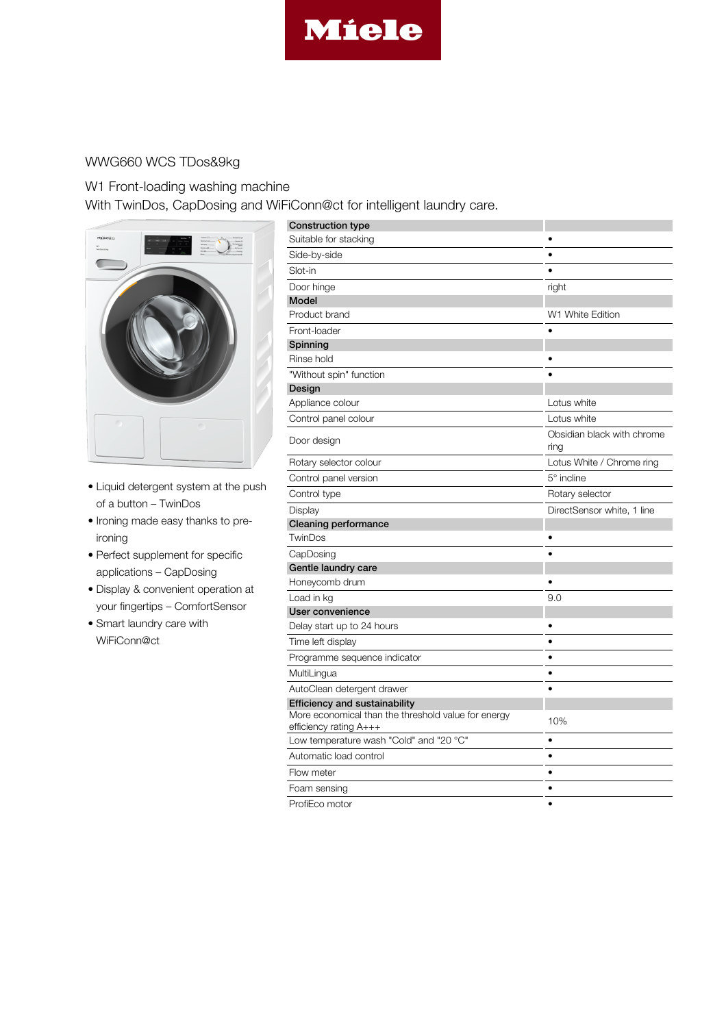Miele

# WWG660 WCS TDos&9kg

## W1 Front-loading washing machine

With TwinDos, CapDosing and WiFiConn@ct for intelligent laundry care.

- Liquid detergent system at the push of a button – TwinDos
- Ironing made easy thanks to pre-ironing
- Perfect supplement for specific applications – CapDosing
- Display & convenient operation at your fingertips – ComfortSensor
- Smart laundry care with WiFiConn@ct

| **Construction type** | |
|---|---|
| Suitable for stacking | • |
| Side-by-side | • |
| Slot-in | • |
| Door hinge | right |
| **Model** | |
| Product brand | W1 White Edition |
| Front-loader | • |
| **Spinning** | |
| Rinse hold | • |
| "Without spin" function | • |
| **Design** | |
| Appliance colour | Lotus white |
| Control panel colour | Lotus white |
| Door design | Obsidian black with chrome ring |
| Rotary selector colour | Lotus White / Chrome ring |
| Control panel version | 5° incline |
| Control type | Rotary selector |
| Display | DirectSensor white, 1 line |
| **Cleaning performance** | |
| TwinDos | • |
| CapDosing | • |
| **Gentle laundry care** | |
| Honeycomb drum | • |
| Load in kg | 9.0 |
| **User convenience** | |
| Delay start up to 24 hours | • |
| Time left display | • |
| Programme sequence indicator | • |
| MultiLingua | • |
| AutoClean detergent drawer | • |
| **Efficiency and sustainability** | |
| More economical than the threshold value for energy efficiency rating A+++ | 10% |
| Low temperature wash "Cold" and "20 °C" | • |
| Automatic load control | • |
| Flow meter | • |
| Foam sensing | • |
| ProfiEco motor | • |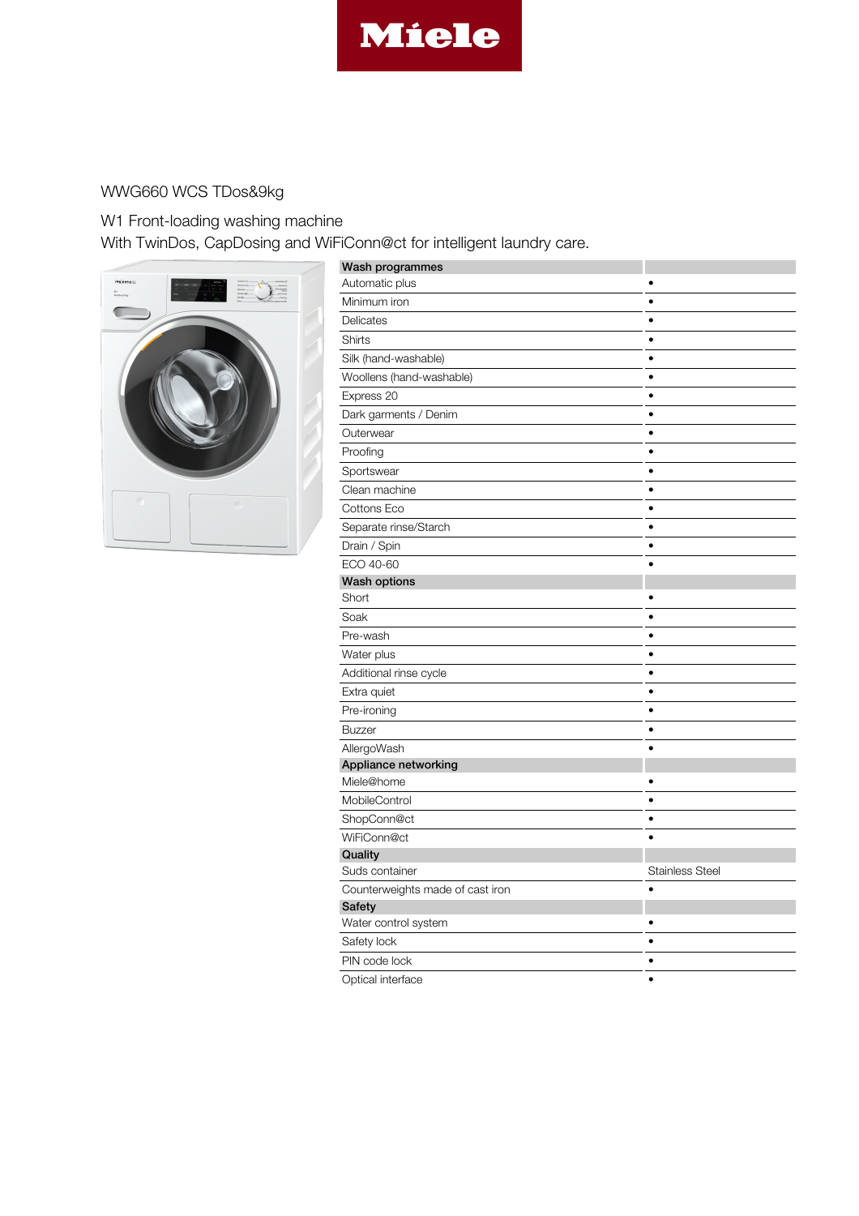WWG660 WCS TDos&9kg

W1 Front-loading washing machine
With TwinDos, CapDosing and WiFiConn@ct for intelligent laundry care.

| **Wash programmes** | |
|---|---|
| Automatic plus | • |
| Minimum iron | • |
| Delicates | • |
| Shirts | • |
| Silk (hand-washable) | • |
| Woollens (hand-washable) | • |
| Express 20 | • |
| Dark garments / Denim | • |
| Outerwear | • |
| Proofing | • |
| Sportswear | • |
| Clean machine | • |
| Cottons Eco | • |
| Separate rinse/Starch | • |
| Drain / Spin | • |
| ECO 40-60 | • |
| **Wash options** | |
| Short | • |
| Soak | • |
| Pre-wash | • |
| Water plus | • |
| Additional rinse cycle | • |
| Extra quiet | • |
| Pre-ironing | • |
| Buzzer | • |
| AllergoWash | • |
| **Appliance networking** | |
| Miele@home | • |
| MobileControl | • |
| ShopConn@ct | • |
| WiFiConn@ct | • |
| **Quality** | |
| Suds container | Stainless Steel |
| Counterweights made of cast iron | • |
| **Safety** | |
| Water control system | • |
| Safety lock | • |
| PIN code lock | • |
| Optical interface | • |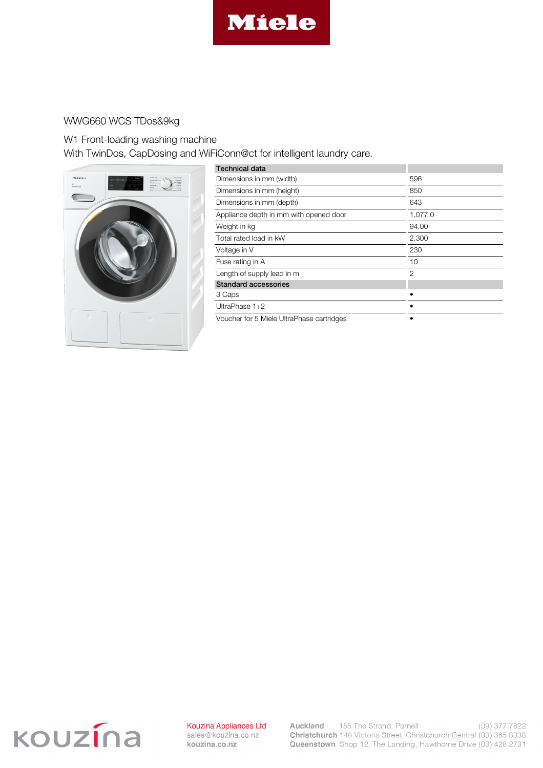WWG660 WCS TDos&9kg

W1 Front-loading washing machine
With TwinDos, CapDosing and WiFiConn@ct for intelligent laundry care.

| **Technical data** | |
|---|---|
| Dimensions in mm (width) | 596 |
| Dimensions in mm (height) | 850 |
| Dimensions in mm (depth) | 643 |
| Appliance depth in mm with opened door | 1,077.0 |
| Weight in kg | 94.00 |
| Total rated load in kW | 2.300 |
| Voltage in V | 230 |
| Fuse rating in A | 10 |
| Length of supply lead in m | 2 |
| **Standard accessories** | |
| 3 Caps | • |
| UltraPhase 1+2 | • |
| Voucher for 5 Miele UltraPhase cartridges | • |

Kouzina Appliances Ltd
sales@kouzina.co.nz
kouzina.co.nz

**Auckland** 155 The Strand, Parnell (09) 377 7822
**Christchurch** 148 Victoria Street, Christchurch Central (03) 365 8338
**Queenstown** Shop 12, The Landing, Hawthorne Drive (03) 428 2731